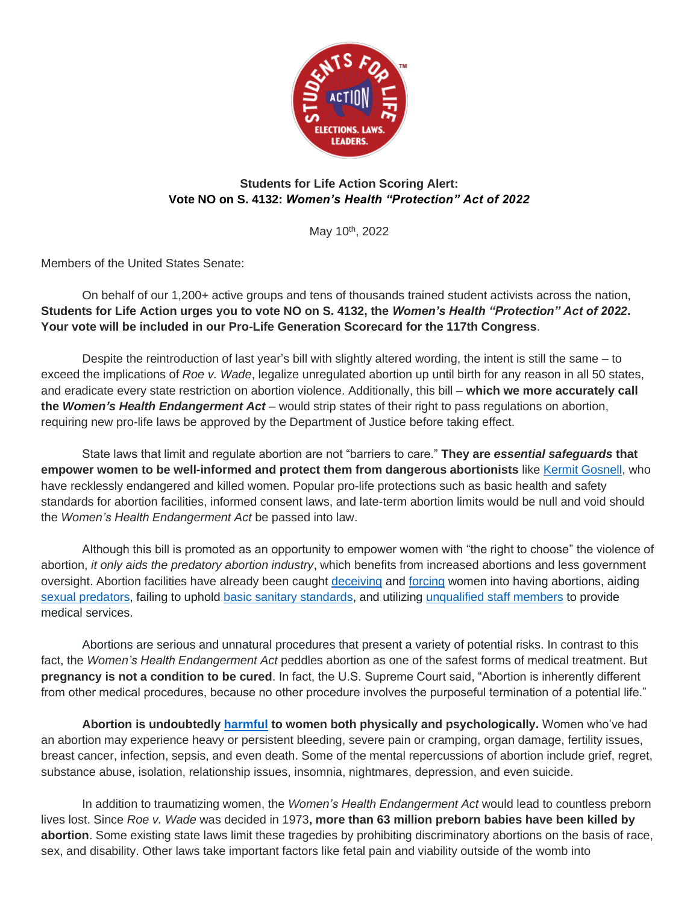**Students for Life Action Scoring Alert:**
**Vote NO on S. 4132: *Women's Health "Protection" Act of 2022***

May 10th, 2022

Members of the United States Senate:

On behalf of our 1,200+ active groups and tens of thousands trained student activists across the nation, **Students for Life Action urges you to vote NO on S. 4132, the *Women's Health "Protection" Act of 2022*. Your vote will be included in our Pro-Life Generation Scorecard for the 117th Congress**.

Despite the reintroduction of last year's bill with slightly altered wording, the intent is still the same – to exceed the implications of *Roe v. Wade*, legalize unregulated abortion up until birth for any reason in all 50 states, and eradicate every state restriction on abortion violence. Additionally, this bill – **which we more accurately call the *Women's Health Endangerment Act*** – would strip states of their right to pass regulations on abortion, requiring new pro-life laws be approved by the Department of Justice before taking effect.

State laws that limit and regulate abortion are not "barriers to care." **They are *essential safeguards* that empower women to be well-informed and protect them from dangerous abortionists** like Kermit Gosnell, who have recklessly endangered and killed women. Popular pro-life protections such as basic health and safety standards for abortion facilities, informed consent laws, and late-term abortion limits would be null and void should the *Women's Health Endangerment Act* be passed into law.

Although this bill is promoted as an opportunity to empower women with "the right to choose" the violence of abortion, *it only aids the predatory abortion industry*, which benefits from increased abortions and less government oversight. Abortion facilities have already been caught deceiving and forcing women into having abortions, aiding sexual predators, failing to uphold basic sanitary standards, and utilizing unqualified staff members to provide medical services.

Abortions are serious and unnatural procedures that present a variety of potential risks. In contrast to this fact, the *Women's Health Endangerment Act* peddles abortion as one of the safest forms of medical treatment. But **pregnancy is not a condition to be cured**. In fact, the U.S. Supreme Court said, "Abortion is inherently different from other medical procedures, because no other procedure involves the purposeful termination of a potential life."

**Abortion is undoubtedly harmful to women both physically and psychologically.** Women who've had an abortion may experience heavy or persistent bleeding, severe pain or cramping, organ damage, fertility issues, breast cancer, infection, sepsis, and even death. Some of the mental repercussions of abortion include grief, regret, substance abuse, isolation, relationship issues, insomnia, nightmares, depression, and even suicide.

In addition to traumatizing women, the *Women's Health Endangerment Act* would lead to countless preborn lives lost. Since *Roe v. Wade* was decided in 1973**, more than 63 million preborn babies have been killed by abortion**. Some existing state laws limit these tragedies by prohibiting discriminatory abortions on the basis of race, sex, and disability. Other laws take important factors like fetal pain and viability outside of the womb into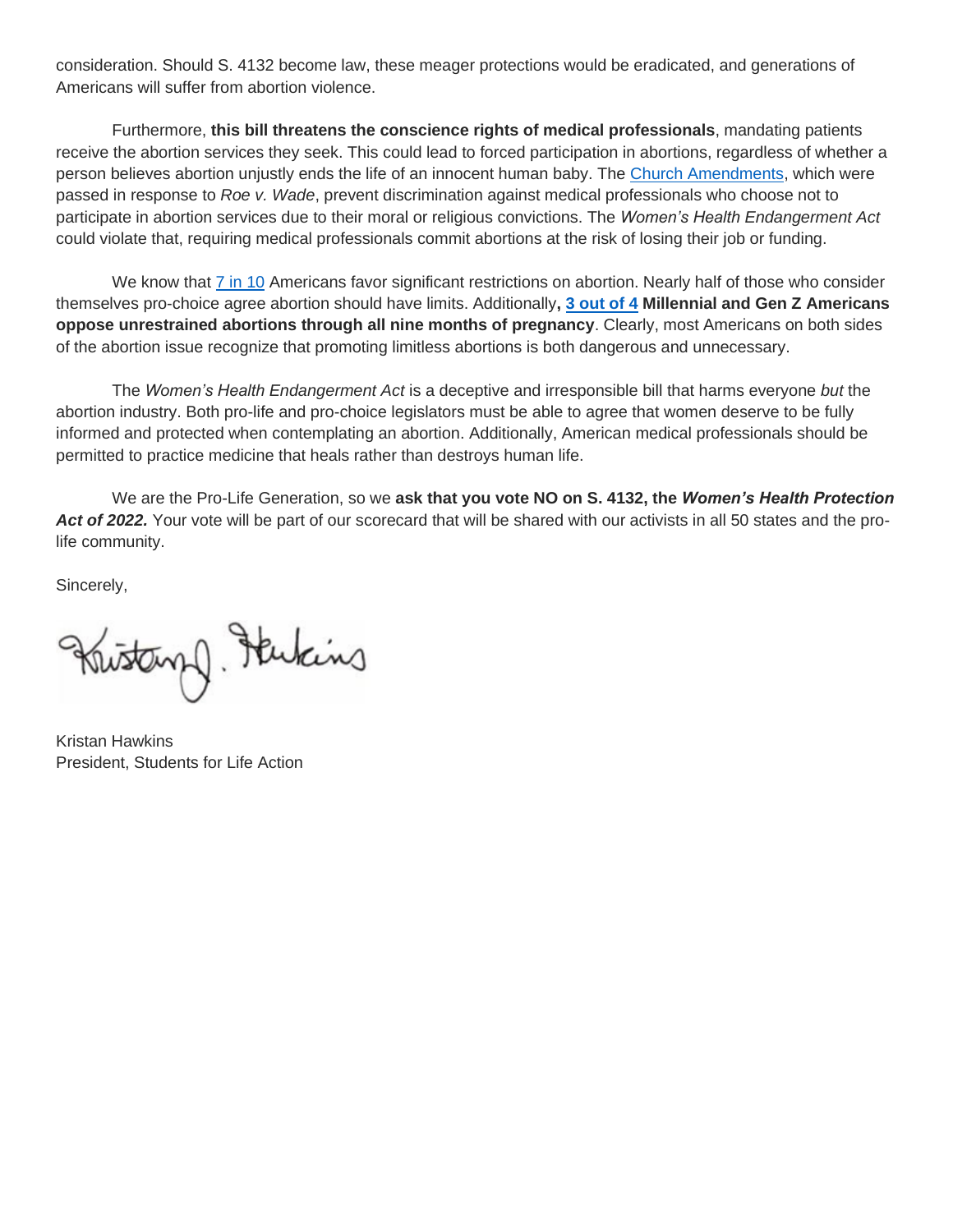consideration. Should S. 4132 become law, these meager protections would be eradicated, and generations of Americans will suffer from abortion violence.

Furthermore, **this bill threatens the conscience rights of medical professionals**, mandating patients receive the abortion services they seek. This could lead to forced participation in abortions, regardless of whether a person believes abortion unjustly ends the life of an innocent human baby. The Church Amendments, which were passed in response to *Roe v. Wade*, prevent discrimination against medical professionals who choose not to participate in abortion services due to their moral or religious convictions. The *Women's Health Endangerment Act* could violate that, requiring medical professionals commit abortions at the risk of losing their job or funding.

We know that 7 in 10 Americans favor significant restrictions on abortion. Nearly half of those who consider themselves pro-choice agree abortion should have limits. Additionally**, 3 out of 4 Millennial and Gen Z Americans oppose unrestrained abortions through all nine months of pregnancy**. Clearly, most Americans on both sides of the abortion issue recognize that promoting limitless abortions is both dangerous and unnecessary.

The *Women's Health Endangerment Act* is a deceptive and irresponsible bill that harms everyone *but* the abortion industry. Both pro-life and pro-choice legislators must be able to agree that women deserve to be fully informed and protected when contemplating an abortion. Additionally, American medical professionals should be permitted to practice medicine that heals rather than destroys human life.

We are the Pro-Life Generation, so we **ask that you vote NO on S. 4132, the *Women's Health Protection Act of 2022.*** Your vote will be part of our scorecard that will be shared with our activists in all 50 states and the pro-life community.

Sincerely,

Kristan J. Hawkins

Kristan Hawkins
President, Students for Life Action